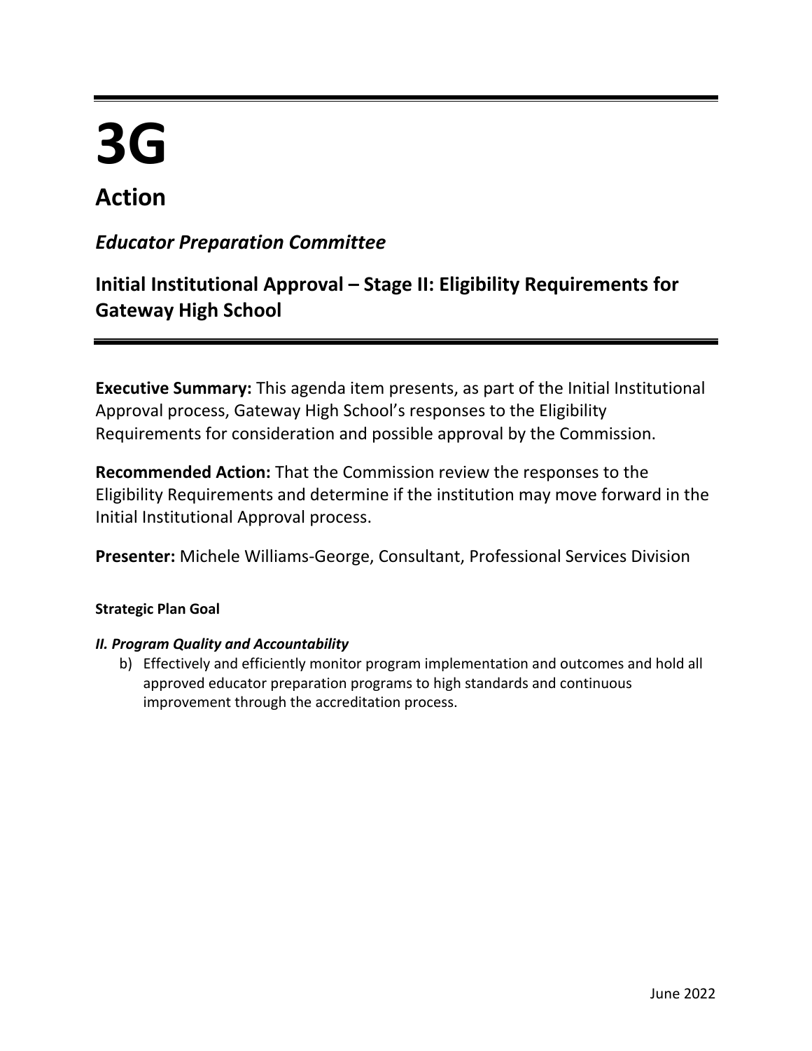# 3G

## Action

### *Educator Preparation Committee*

### Initial Institutional Approval – Stage II: Eligibility Requirements for Gateway High School

**Executive Summary:** This agenda item presents, as part of the Initial Institutional Approval process, Gateway High School's responses to the Eligibility Requirements for consideration and possible approval by the Commission.

**Recommended Action:** That the Commission review the responses to the Eligibility Requirements and determine if the institution may move forward in the Initial Institutional Approval process.

**Presenter:** Michele Williams-George, Consultant, Professional Services Division

**Strategic Plan Goal**

***II. Program Quality and Accountability***

b) Effectively and efficiently monitor program implementation and outcomes and hold all approved educator preparation programs to high standards and continuous improvement through the accreditation process.

June 2022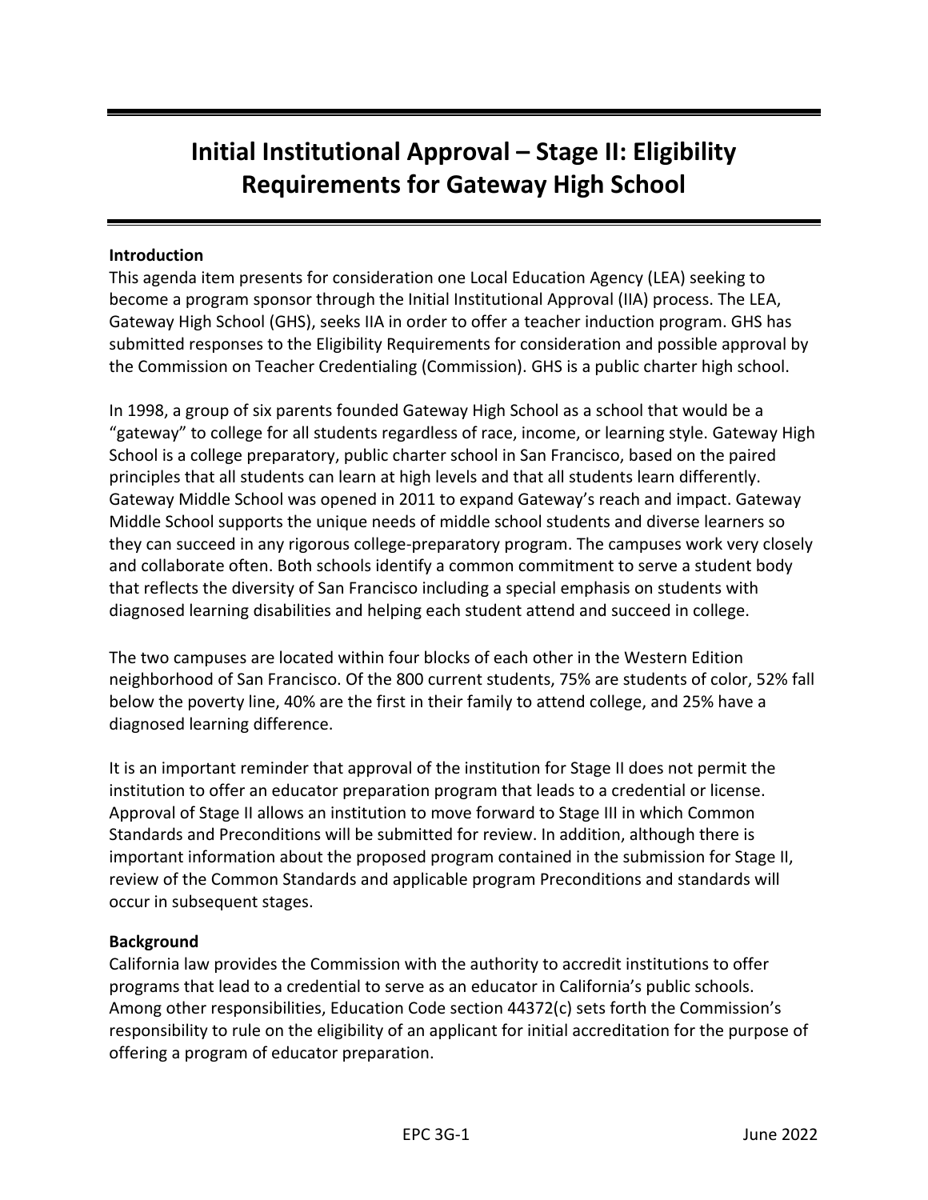# Initial Institutional Approval – Stage II: Eligibility Requirements for Gateway High School

**Introduction**

This agenda item presents for consideration one Local Education Agency (LEA) seeking to become a program sponsor through the Initial Institutional Approval (IIA) process. The LEA, Gateway High School (GHS), seeks IIA in order to offer a teacher induction program. GHS has submitted responses to the Eligibility Requirements for consideration and possible approval by the Commission on Teacher Credentialing (Commission). GHS is a public charter high school.

In 1998, a group of six parents founded Gateway High School as a school that would be a "gateway" to college for all students regardless of race, income, or learning style. Gateway High School is a college preparatory, public charter school in San Francisco, based on the paired principles that all students can learn at high levels and that all students learn differently. Gateway Middle School was opened in 2011 to expand Gateway's reach and impact. Gateway Middle School supports the unique needs of middle school students and diverse learners so they can succeed in any rigorous college-preparatory program. The campuses work very closely and collaborate often. Both schools identify a common commitment to serve a student body that reflects the diversity of San Francisco including a special emphasis on students with diagnosed learning disabilities and helping each student attend and succeed in college.

The two campuses are located within four blocks of each other in the Western Edition neighborhood of San Francisco. Of the 800 current students, 75% are students of color, 52% fall below the poverty line, 40% are the first in their family to attend college, and 25% have a diagnosed learning difference.

It is an important reminder that approval of the institution for Stage II does not permit the institution to offer an educator preparation program that leads to a credential or license. Approval of Stage II allows an institution to move forward to Stage III in which Common Standards and Preconditions will be submitted for review. In addition, although there is important information about the proposed program contained in the submission for Stage II, review of the Common Standards and applicable program Preconditions and standards will occur in subsequent stages.

**Background**

California law provides the Commission with the authority to accredit institutions to offer programs that lead to a credential to serve as an educator in California's public schools. Among other responsibilities, Education Code section 44372(c) sets forth the Commission's responsibility to rule on the eligibility of an applicant for initial accreditation for the purpose of offering a program of educator preparation.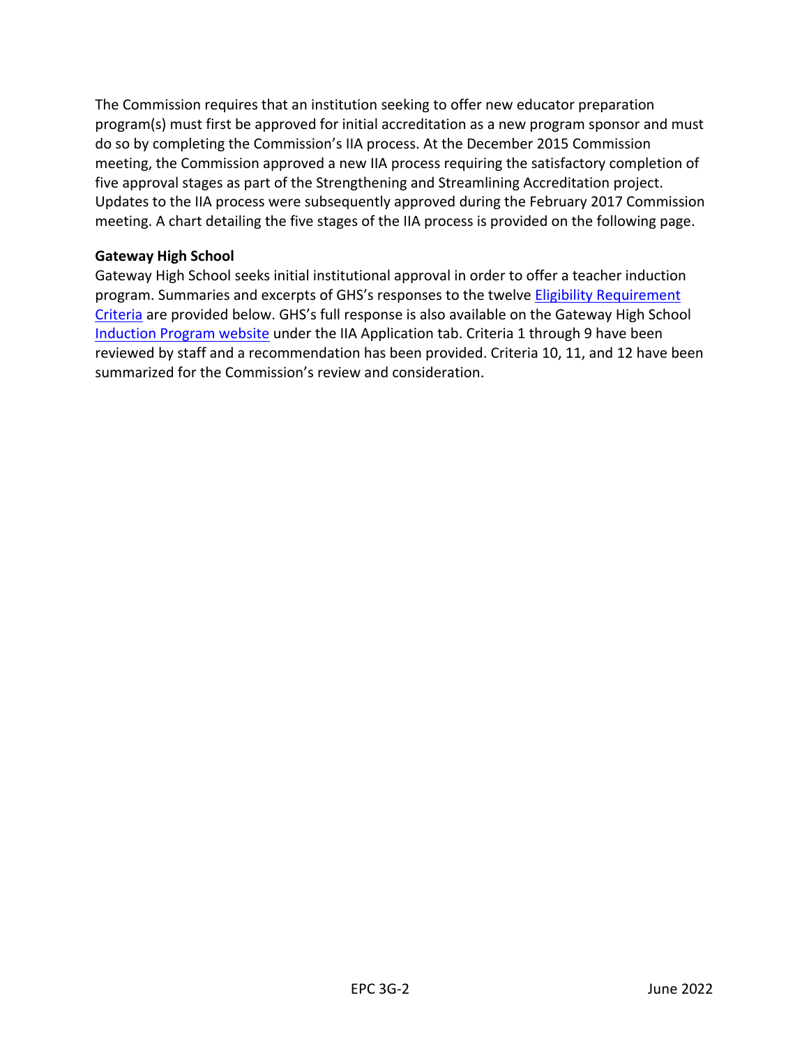The Commission requires that an institution seeking to offer new educator preparation program(s) must first be approved for initial accreditation as a new program sponsor and must do so by completing the Commission's IIA process. At the December 2015 Commission meeting, the Commission approved a new IIA process requiring the satisfactory completion of five approval stages as part of the Strengthening and Streamlining Accreditation project. Updates to the IIA process were subsequently approved during the February 2017 Commission meeting. A chart detailing the five stages of the IIA process is provided on the following page.

**Gateway High School**

Gateway High School seeks initial institutional approval in order to offer a teacher induction program. Summaries and excerpts of GHS's responses to the twelve [Eligibility Requirement Criteria]() are provided below. GHS's full response is also available on the Gateway High School [Induction Program website]() under the IIA Application tab. Criteria 1 through 9 have been reviewed by staff and a recommendation has been provided. Criteria 10, 11, and 12 have been summarized for the Commission's review and consideration.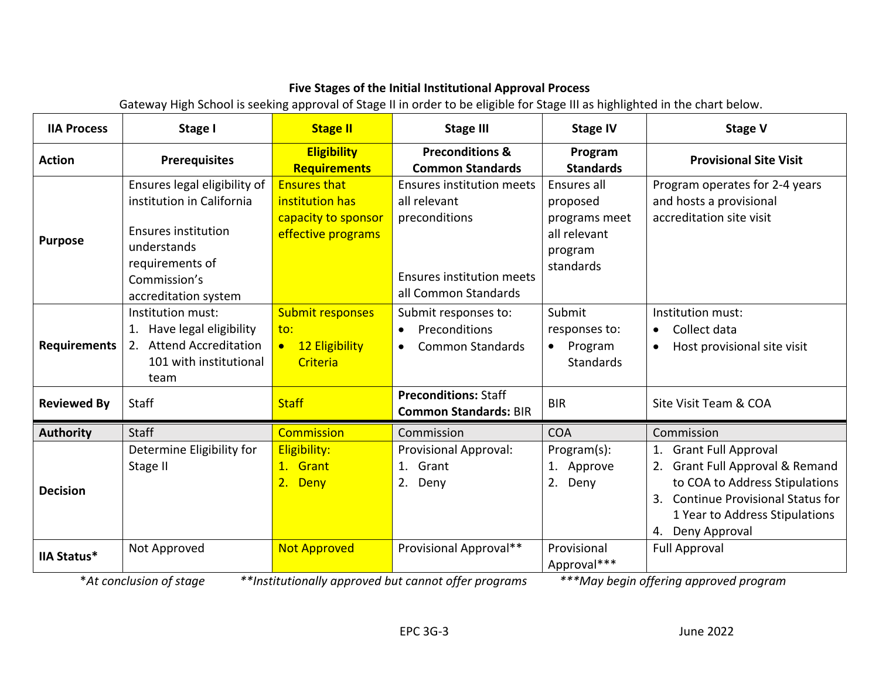**Five Stages of the Initial Institutional Approval Process**

Gateway High School is seeking approval of Stage II in order to be eligible for Stage III as highlighted in the chart below.

| IIA Process | Stage I | Stage II | Stage III | Stage IV | Stage V |
|---|---|---|---|---|---|
| **Action** | **Prerequisites** | **Eligibility Requirements** | **Preconditions & Common Standards** | **Program Standards** | **Provisional Site Visit** |
| **Purpose** | Ensures legal eligibility of institution in California<br><br>Ensures institution understands requirements of Commission's accreditation system | Ensures that institution has capacity to sponsor effective programs | Ensures institution meets all relevant preconditions<br><br>Ensures institution meets all Common Standards | Ensures all proposed programs meet all relevant program standards | Program operates for 2-4 years and hosts a provisional accreditation site visit |
| **Requirements** | Institution must:<br>1. Have legal eligibility<br>2. Attend Accreditation 101 with institutional team | Submit responses to:<br>• 12 Eligibility Criteria | Submit responses to:<br>• Preconditions<br>• Common Standards | Submit responses to:<br>• Program Standards | Institution must:<br>• Collect data<br>• Host provisional site visit |
| **Reviewed By** | Staff | Staff | **Preconditions:** Staff<br>**Common Standards:** BIR | BIR | Site Visit Team & COA |
| **Authority** | Staff | Commission | Commission | COA | Commission |
| **Decision** | Determine Eligibility for Stage II | Eligibility:<br>1. Grant<br>2. Deny | Provisional Approval:<br>1. Grant<br>2. Deny | Program(s):<br>1. Approve<br>2. Deny | 1. Grant Full Approval<br>2. Grant Full Approval & Remand to COA to Address Stipulations<br>3. Continue Provisional Status for 1 Year to Address Stipulations<br>4. Deny Approval |
| **IIA Status*** | Not Approved | Not Approved | Provisional Approval** | Provisional Approval*** | Full Approval |

*\*At conclusion of stage* *\*\*Institutionally approved but cannot offer programs* *\*\*\*May begin offering approved program*

EPC 3G-3 June 2022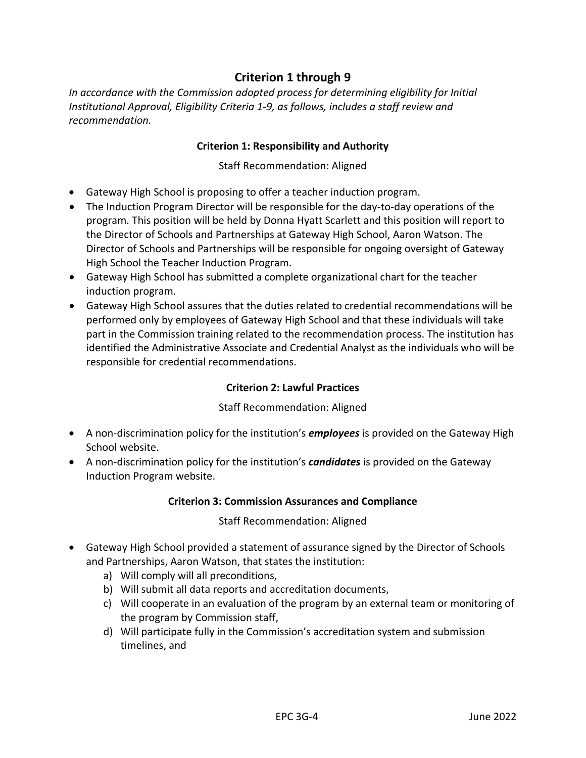## Criterion 1 through 9

*In accordance with the Commission adopted process for determining eligibility for Initial Institutional Approval, Eligibility Criteria 1-9, as follows, includes a staff review and recommendation.*

### Criterion 1: Responsibility and Authority

Staff Recommendation: Aligned

- Gateway High School is proposing to offer a teacher induction program.
- The Induction Program Director will be responsible for the day-to-day operations of the program. This position will be held by Donna Hyatt Scarlett and this position will report to the Director of Schools and Partnerships at Gateway High School, Aaron Watson. The Director of Schools and Partnerships will be responsible for ongoing oversight of Gateway High School the Teacher Induction Program.
- Gateway High School has submitted a complete organizational chart for the teacher induction program.
- Gateway High School assures that the duties related to credential recommendations will be performed only by employees of Gateway High School and that these individuals will take part in the Commission training related to the recommendation process. The institution has identified the Administrative Associate and Credential Analyst as the individuals who will be responsible for credential recommendations.

### Criterion 2: Lawful Practices

Staff Recommendation: Aligned

- A non-discrimination policy for the institution's ***employees*** is provided on the Gateway High School website.
- A non-discrimination policy for the institution's ***candidates*** is provided on the Gateway Induction Program website.

### Criterion 3: Commission Assurances and Compliance

Staff Recommendation: Aligned

- Gateway High School provided a statement of assurance signed by the Director of Schools and Partnerships, Aaron Watson, that states the institution:
  a) Will comply will all preconditions,
  b) Will submit all data reports and accreditation documents,
  c) Will cooperate in an evaluation of the program by an external team or monitoring of the program by Commission staff,
  d) Will participate fully in the Commission's accreditation system and submission timelines, and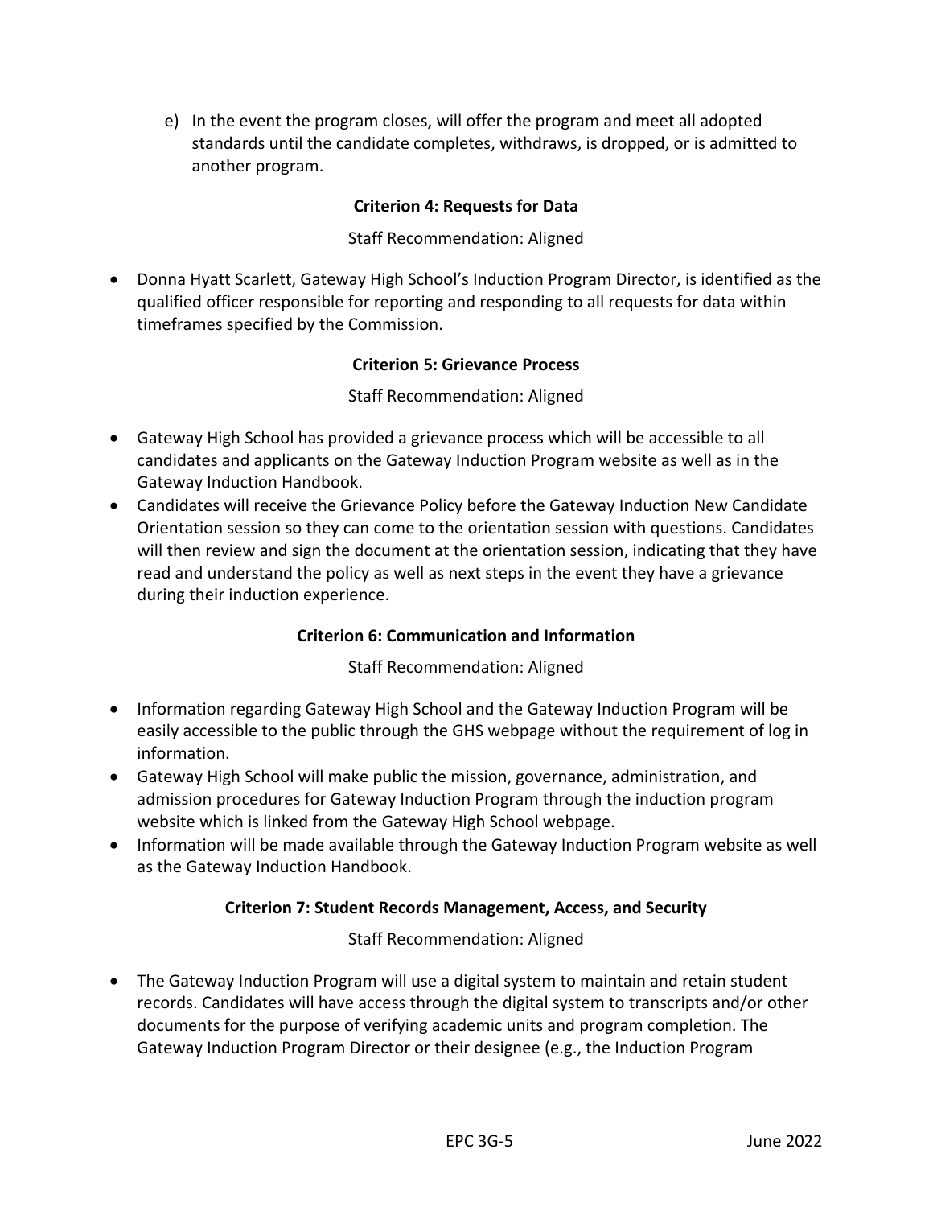e) In the event the program closes, will offer the program and meet all adopted standards until the candidate completes, withdraws, is dropped, or is admitted to another program.

**Criterion 4: Requests for Data**

Staff Recommendation: Aligned

- Donna Hyatt Scarlett, Gateway High School's Induction Program Director, is identified as the qualified officer responsible for reporting and responding to all requests for data within timeframes specified by the Commission.

**Criterion 5: Grievance Process**

Staff Recommendation: Aligned

- Gateway High School has provided a grievance process which will be accessible to all candidates and applicants on the Gateway Induction Program website as well as in the Gateway Induction Handbook.
- Candidates will receive the Grievance Policy before the Gateway Induction New Candidate Orientation session so they can come to the orientation session with questions. Candidates will then review and sign the document at the orientation session, indicating that they have read and understand the policy as well as next steps in the event they have a grievance during their induction experience.

**Criterion 6: Communication and Information**

Staff Recommendation: Aligned

- Information regarding Gateway High School and the Gateway Induction Program will be easily accessible to the public through the GHS webpage without the requirement of log in information.
- Gateway High School will make public the mission, governance, administration, and admission procedures for Gateway Induction Program through the induction program website which is linked from the Gateway High School webpage.
- Information will be made available through the Gateway Induction Program website as well as the Gateway Induction Handbook.

**Criterion 7: Student Records Management, Access, and Security**

Staff Recommendation: Aligned

- The Gateway Induction Program will use a digital system to maintain and retain student records. Candidates will have access through the digital system to transcripts and/or other documents for the purpose of verifying academic units and program completion. The Gateway Induction Program Director or their designee (e.g., the Induction Program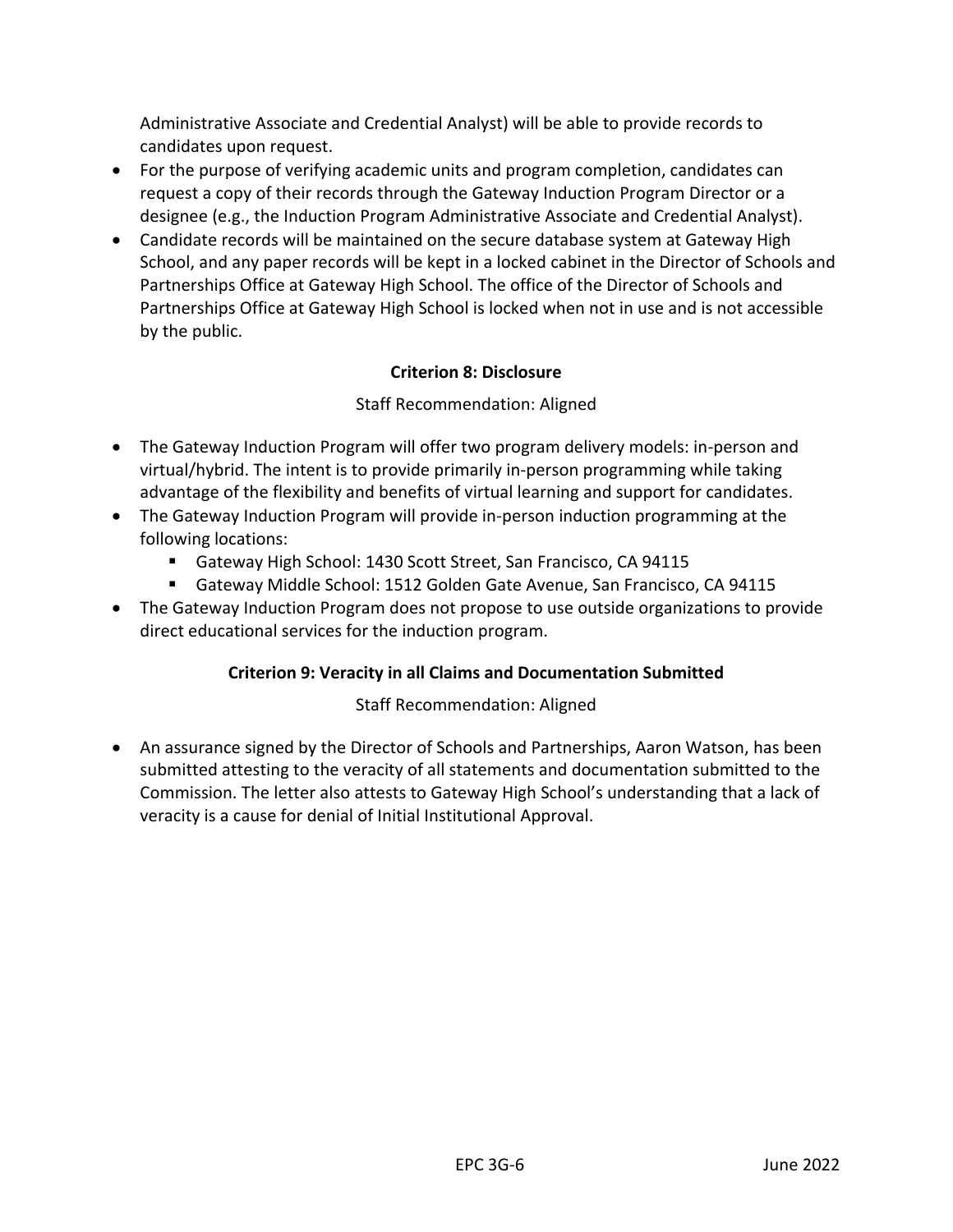Administrative Associate and Credential Analyst) will be able to provide records to candidates upon request.

- For the purpose of verifying academic units and program completion, candidates can request a copy of their records through the Gateway Induction Program Director or a designee (e.g., the Induction Program Administrative Associate and Credential Analyst).
- Candidate records will be maintained on the secure database system at Gateway High School, and any paper records will be kept in a locked cabinet in the Director of Schools and Partnerships Office at Gateway High School. The office of the Director of Schools and Partnerships Office at Gateway High School is locked when not in use and is not accessible by the public.

**Criterion 8: Disclosure**

Staff Recommendation: Aligned

- The Gateway Induction Program will offer two program delivery models: in-person and virtual/hybrid. The intent is to provide primarily in-person programming while taking advantage of the flexibility and benefits of virtual learning and support for candidates.
- The Gateway Induction Program will provide in-person induction programming at the following locations:
  - Gateway High School: 1430 Scott Street, San Francisco, CA 94115
  - Gateway Middle School: 1512 Golden Gate Avenue, San Francisco, CA 94115
- The Gateway Induction Program does not propose to use outside organizations to provide direct educational services for the induction program.

**Criterion 9: Veracity in all Claims and Documentation Submitted**

Staff Recommendation: Aligned

- An assurance signed by the Director of Schools and Partnerships, Aaron Watson, has been submitted attesting to the veracity of all statements and documentation submitted to the Commission. The letter also attests to Gateway High School's understanding that a lack of veracity is a cause for denial of Initial Institutional Approval.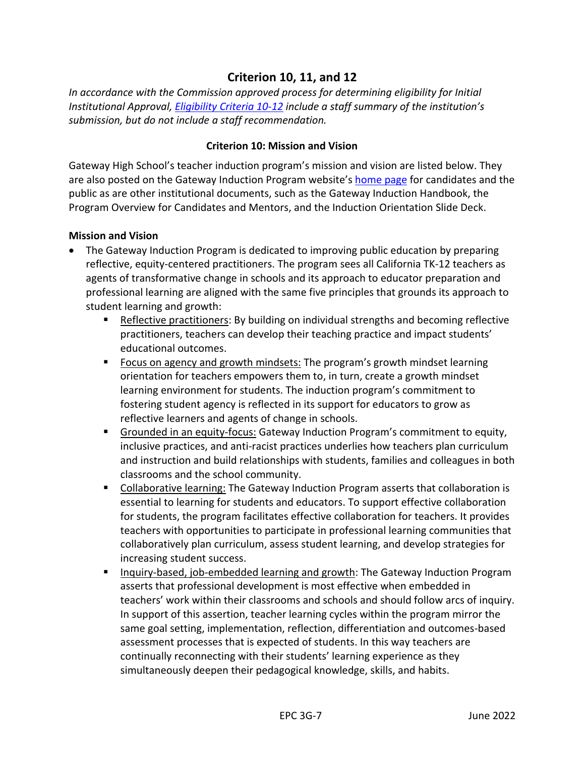## Criterion 10, 11, and 12

*In accordance with the Commission approved process for determining eligibility for Initial Institutional Approval, [Eligibility Criteria 10-12](Eligibility Criteria 10-12) include a staff summary of the institution's submission, but do not include a staff recommendation.*

### Criterion 10: Mission and Vision

Gateway High School's teacher induction program's mission and vision are listed below. They are also posted on the Gateway Induction Program website's [home page](home page) for candidates and the public as are other institutional documents, such as the Gateway Induction Handbook, the Program Overview for Candidates and Mentors, and the Induction Orientation Slide Deck.

**Mission and Vision**

- The Gateway Induction Program is dedicated to improving public education by preparing reflective, equity-centered practitioners. The program sees all California TK-12 teachers as agents of transformative change in schools and its approach to educator preparation and professional learning are aligned with the same five principles that grounds its approach to student learning and growth:
  - <u>Reflective practitioners</u>: By building on individual strengths and becoming reflective practitioners, teachers can develop their teaching practice and impact students' educational outcomes.
  - <u>Focus on agency and growth mindsets:</u> The program's growth mindset learning orientation for teachers empowers them to, in turn, create a growth mindset learning environment for students. The induction program's commitment to fostering student agency is reflected in its support for educators to grow as reflective learners and agents of change in schools.
  - <u>Grounded in an equity-focus:</u> Gateway Induction Program's commitment to equity, inclusive practices, and anti-racist practices underlies how teachers plan curriculum and instruction and build relationships with students, families and colleagues in both classrooms and the school community.
  - <u>Collaborative learning:</u> The Gateway Induction Program asserts that collaboration is essential to learning for students and educators. To support effective collaboration for students, the program facilitates effective collaboration for teachers. It provides teachers with opportunities to participate in professional learning communities that collaboratively plan curriculum, assess student learning, and develop strategies for increasing student success.
  - <u>Inquiry-based, job-embedded learning and growth</u>: The Gateway Induction Program asserts that professional development is most effective when embedded in teachers' work within their classrooms and schools and should follow arcs of inquiry. In support of this assertion, teacher learning cycles within the program mirror the same goal setting, implementation, reflection, differentiation and outcomes-based assessment processes that is expected of students. In this way teachers are continually reconnecting with their students' learning experience as they simultaneously deepen their pedagogical knowledge, skills, and habits.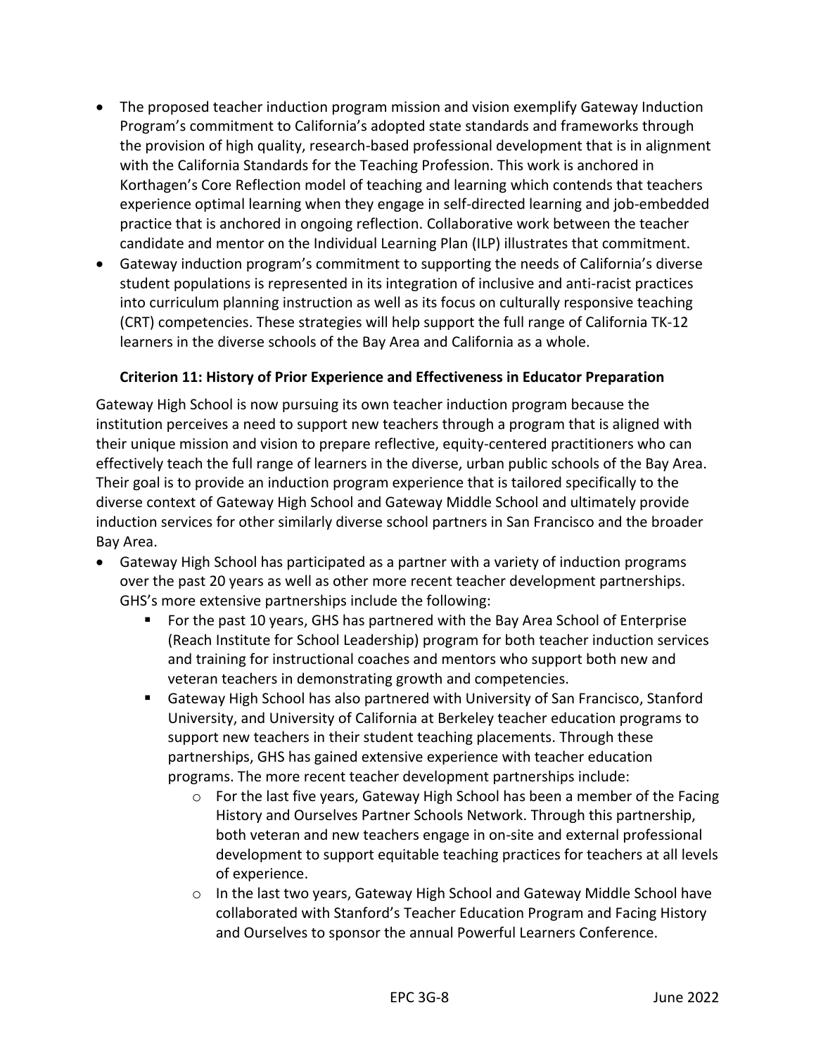- The proposed teacher induction program mission and vision exemplify Gateway Induction Program's commitment to California's adopted state standards and frameworks through the provision of high quality, research-based professional development that is in alignment with the California Standards for the Teaching Profession. This work is anchored in Korthagen's Core Reflection model of teaching and learning which contends that teachers experience optimal learning when they engage in self-directed learning and job-embedded practice that is anchored in ongoing reflection. Collaborative work between the teacher candidate and mentor on the Individual Learning Plan (ILP) illustrates that commitment.
- Gateway induction program's commitment to supporting the needs of California's diverse student populations is represented in its integration of inclusive and anti-racist practices into curriculum planning instruction as well as its focus on culturally responsive teaching (CRT) competencies. These strategies will help support the full range of California TK-12 learners in the diverse schools of the Bay Area and California as a whole.

**Criterion 11: History of Prior Experience and Effectiveness in Educator Preparation**

Gateway High School is now pursuing its own teacher induction program because the institution perceives a need to support new teachers through a program that is aligned with their unique mission and vision to prepare reflective, equity-centered practitioners who can effectively teach the full range of learners in the diverse, urban public schools of the Bay Area. Their goal is to provide an induction program experience that is tailored specifically to the diverse context of Gateway High School and Gateway Middle School and ultimately provide induction services for other similarly diverse school partners in San Francisco and the broader Bay Area.

- Gateway High School has participated as a partner with a variety of induction programs over the past 20 years as well as other more recent teacher development partnerships. GHS's more extensive partnerships include the following:
  - For the past 10 years, GHS has partnered with the Bay Area School of Enterprise (Reach Institute for School Leadership) program for both teacher induction services and training for instructional coaches and mentors who support both new and veteran teachers in demonstrating growth and competencies.
  - Gateway High School has also partnered with University of San Francisco, Stanford University, and University of California at Berkeley teacher education programs to support new teachers in their student teaching placements. Through these partnerships, GHS has gained extensive experience with teacher education programs. The more recent teacher development partnerships include:
    - For the last five years, Gateway High School has been a member of the Facing History and Ourselves Partner Schools Network. Through this partnership, both veteran and new teachers engage in on-site and external professional development to support equitable teaching practices for teachers at all levels of experience.
    - In the last two years, Gateway High School and Gateway Middle School have collaborated with Stanford's Teacher Education Program and Facing History and Ourselves to sponsor the annual Powerful Learners Conference.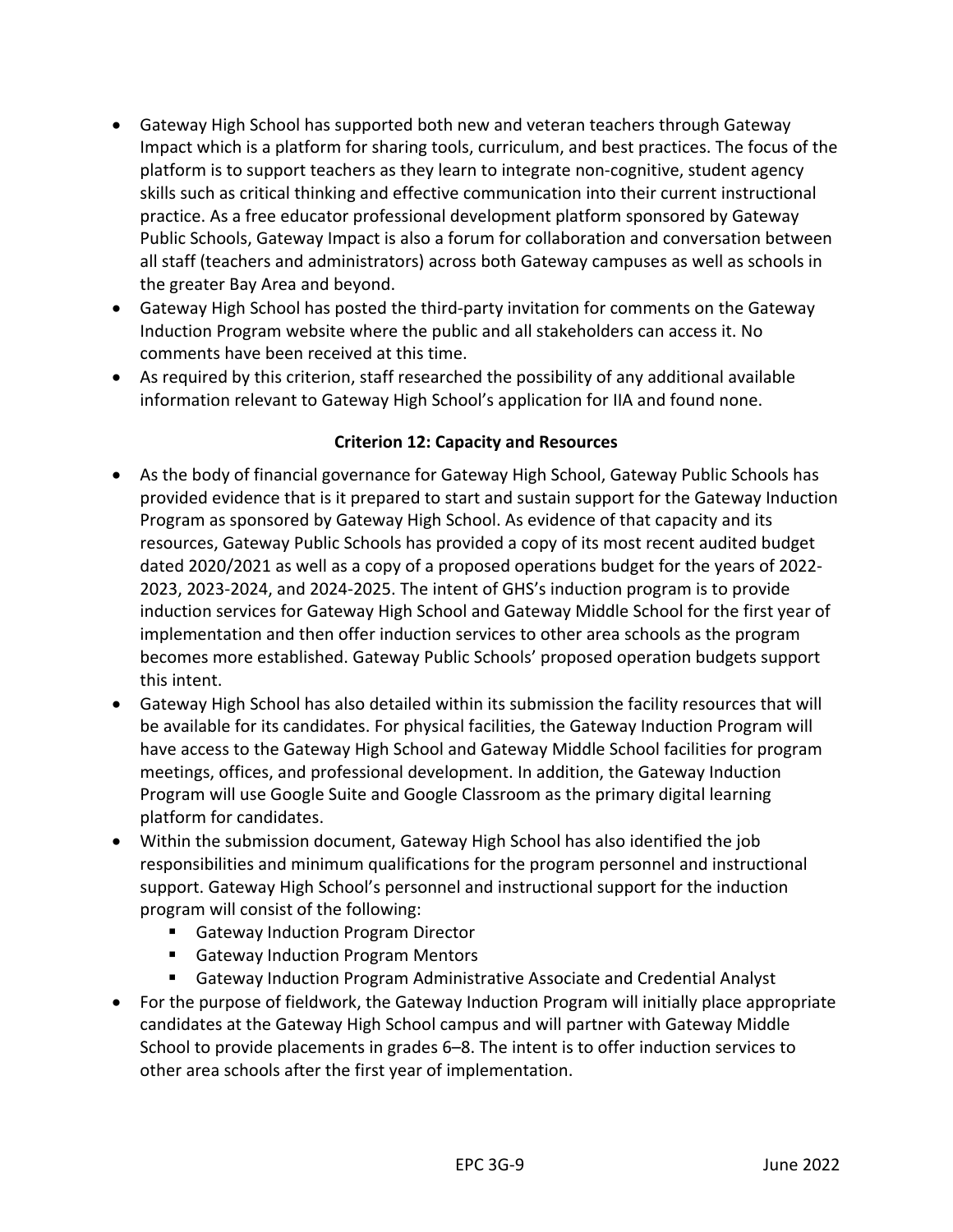- Gateway High School has supported both new and veteran teachers through Gateway Impact which is a platform for sharing tools, curriculum, and best practices. The focus of the platform is to support teachers as they learn to integrate non-cognitive, student agency skills such as critical thinking and effective communication into their current instructional practice. As a free educator professional development platform sponsored by Gateway Public Schools, Gateway Impact is also a forum for collaboration and conversation between all staff (teachers and administrators) across both Gateway campuses as well as schools in the greater Bay Area and beyond.
- Gateway High School has posted the third-party invitation for comments on the Gateway Induction Program website where the public and all stakeholders can access it. No comments have been received at this time.
- As required by this criterion, staff researched the possibility of any additional available information relevant to Gateway High School's application for IIA and found none.

**Criterion 12: Capacity and Resources**

- As the body of financial governance for Gateway High School, Gateway Public Schools has provided evidence that is it prepared to start and sustain support for the Gateway Induction Program as sponsored by Gateway High School. As evidence of that capacity and its resources, Gateway Public Schools has provided a copy of its most recent audited budget dated 2020/2021 as well as a copy of a proposed operations budget for the years of 2022-2023, 2023-2024, and 2024-2025. The intent of GHS's induction program is to provide induction services for Gateway High School and Gateway Middle School for the first year of implementation and then offer induction services to other area schools as the program becomes more established. Gateway Public Schools' proposed operation budgets support this intent.
- Gateway High School has also detailed within its submission the facility resources that will be available for its candidates. For physical facilities, the Gateway Induction Program will have access to the Gateway High School and Gateway Middle School facilities for program meetings, offices, and professional development. In addition, the Gateway Induction Program will use Google Suite and Google Classroom as the primary digital learning platform for candidates.
- Within the submission document, Gateway High School has also identified the job responsibilities and minimum qualifications for the program personnel and instructional support. Gateway High School's personnel and instructional support for the induction program will consist of the following:
  - Gateway Induction Program Director
  - Gateway Induction Program Mentors
  - Gateway Induction Program Administrative Associate and Credential Analyst
- For the purpose of fieldwork, the Gateway Induction Program will initially place appropriate candidates at the Gateway High School campus and will partner with Gateway Middle School to provide placements in grades 6–8. The intent is to offer induction services to other area schools after the first year of implementation.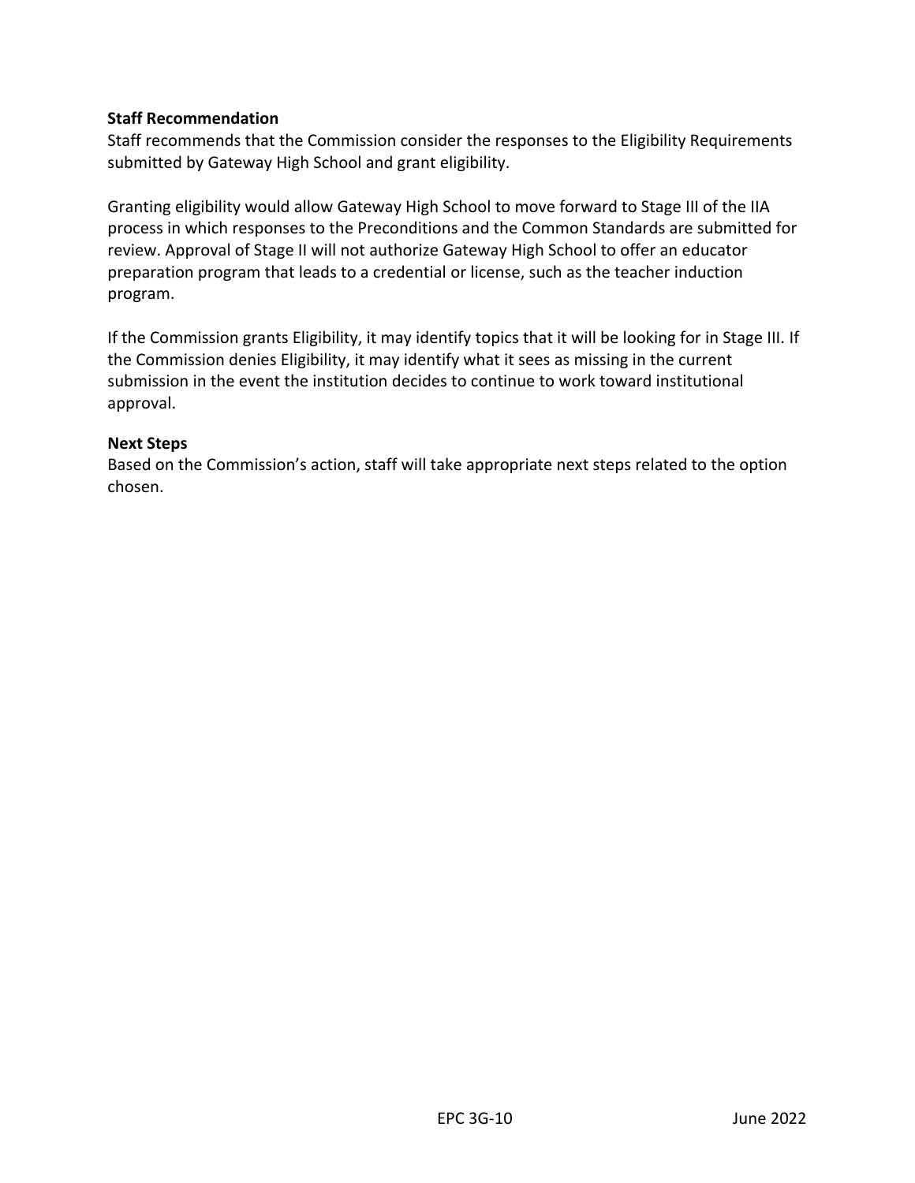**Staff Recommendation**

Staff recommends that the Commission consider the responses to the Eligibility Requirements submitted by Gateway High School and grant eligibility.

Granting eligibility would allow Gateway High School to move forward to Stage III of the IIA process in which responses to the Preconditions and the Common Standards are submitted for review. Approval of Stage II will not authorize Gateway High School to offer an educator preparation program that leads to a credential or license, such as the teacher induction program.

If the Commission grants Eligibility, it may identify topics that it will be looking for in Stage III. If the Commission denies Eligibility, it may identify what it sees as missing in the current submission in the event the institution decides to continue to work toward institutional approval.

**Next Steps**

Based on the Commission's action, staff will take appropriate next steps related to the option chosen.